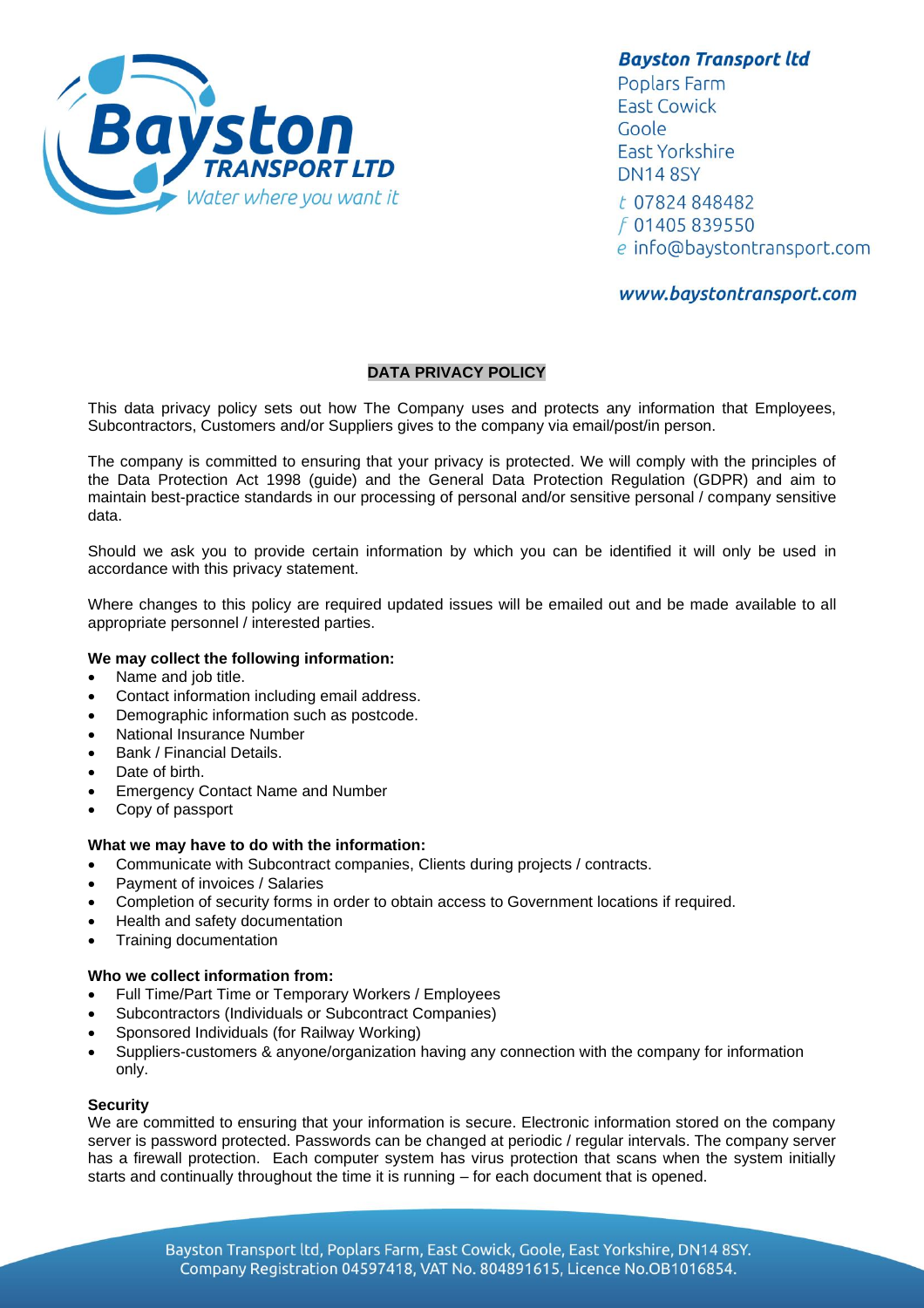**Bayston Transport ltd**
Poplars Farm
East Cowick
Goole
East Yorkshire
DN14 8SY
t 07824 848482
f 01405 839550
e info@baystontransport.com

***www.baystontransport.com***

# DATA PRIVACY POLICY

This data privacy policy sets out how The Company uses and protects any information that Employees, Subcontractors, Customers and/or Suppliers gives to the company via email/post/in person.

The company is committed to ensuring that your privacy is protected. We will comply with the principles of the Data Protection Act 1998 (guide) and the General Data Protection Regulation (GDPR) and aim to maintain best-practice standards in our processing of personal and/or sensitive personal / company sensitive data.

Should we ask you to provide certain information by which you can be identified it will only be used in accordance with this privacy statement.

Where changes to this policy are required updated issues will be emailed out and be made available to all appropriate personnel / interested parties.

**We may collect the following information:**

- Name and job title.
- Contact information including email address.
- Demographic information such as postcode.
- National Insurance Number
- Bank / Financial Details.
- Date of birth.
- Emergency Contact Name and Number
- Copy of passport

**What we may have to do with the information:**

- Communicate with Subcontract companies, Clients during projects / contracts.
- Payment of invoices / Salaries
- Completion of security forms in order to obtain access to Government locations if required.
- Health and safety documentation
- Training documentation

**Who we collect information from:**

- Full Time/Part Time or Temporary Workers / Employees
- Subcontractors (Individuals or Subcontract Companies)
- Sponsored Individuals (for Railway Working)
- Suppliers-customers & anyone/organization having any connection with the company for information only.

**Security**

We are committed to ensuring that your information is secure. Electronic information stored on the company server is password protected. Passwords can be changed at periodic / regular intervals. The company server has a firewall protection. Each computer system has virus protection that scans when the system initially starts and continually throughout the time it is running – for each document that is opened.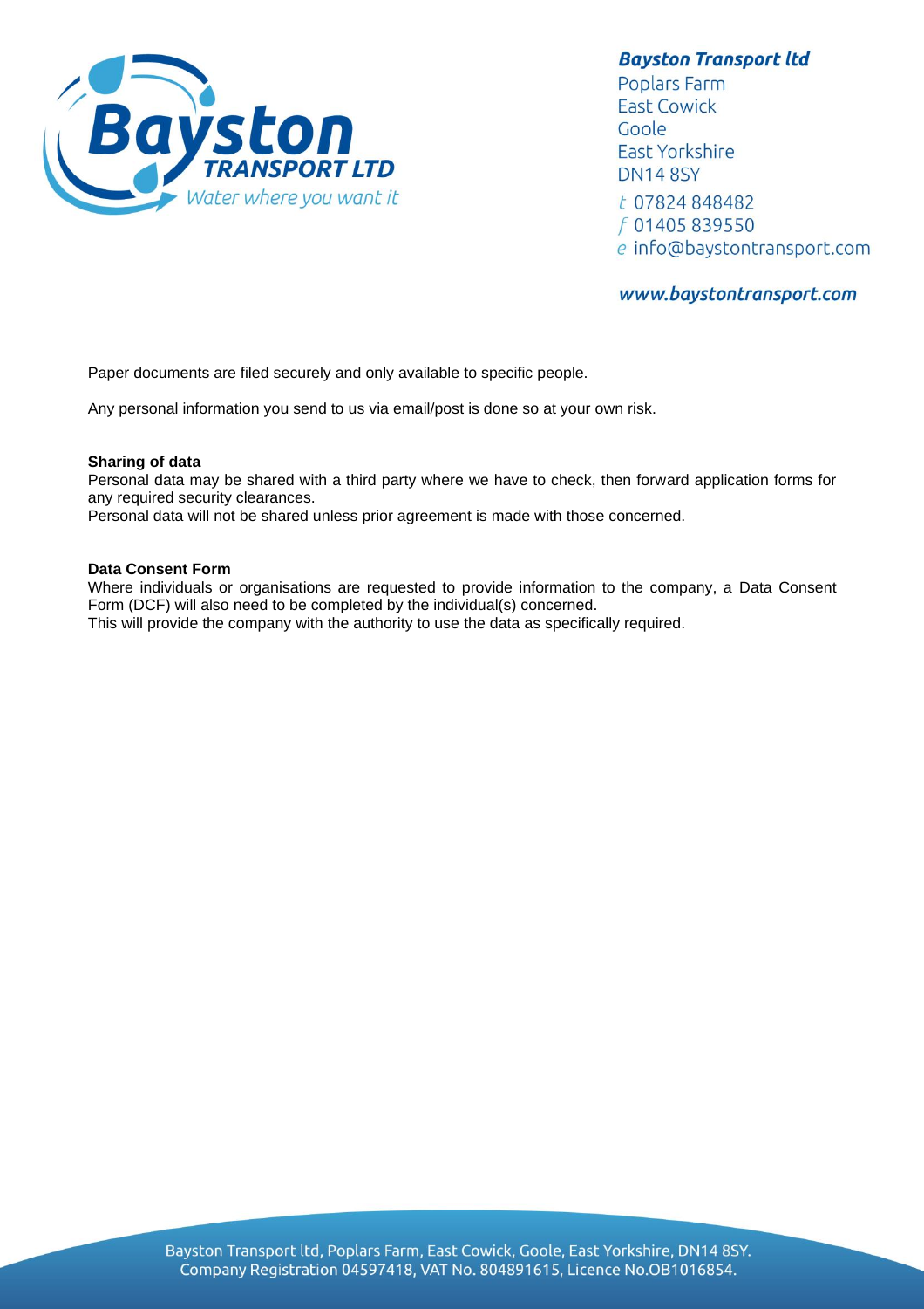Paper documents are filed securely and only available to specific people.

Any personal information you send to us via email/post is done so at your own risk.

**Sharing of data**

Personal data may be shared with a third party where we have to check, then forward application forms for any required security clearances.

Personal data will not be shared unless prior agreement is made with those concerned.

**Data Consent Form**

Where individuals or organisations are requested to provide information to the company, a Data Consent Form (DCF) will also need to be completed by the individual(s) concerned.

This will provide the company with the authority to use the data as specifically required.